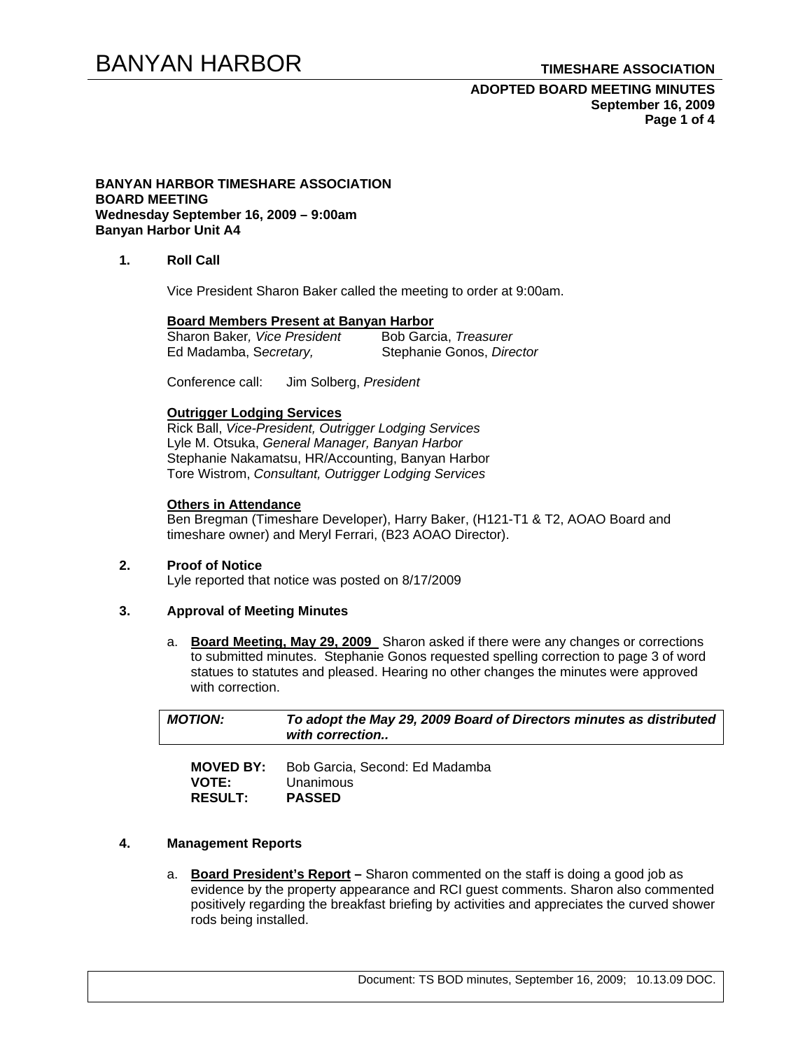# BANYAN HARBOR

**TIMESHARE ASSOCIATION**

**ADOPTED BOARD MEETING MINUTES**
**September 16, 2009**

**BANYAN HARBOR TIMESHARE ASSOCIATION**
**BOARD MEETING**
**Wednesday September 16, 2009 – 9:00am**
**Banyan Harbor Unit A4**

## 1. Roll Call

Vice President Sharon Baker called the meeting to order at 9:00am.

**Board Members Present at Banyan Harbor**

Sharon Baker, *Vice President*
Bob Garcia, *Treasurer*
Ed Madamba, S*ecretary,*
Stephanie Gonos, *Director*

Conference call: Jim Solberg, *President*

**Outrigger Lodging Services**

Rick Ball, *Vice-President, Outrigger Lodging Services*
Lyle M. Otsuka, *General Manager, Banyan Harbor*
Stephanie Nakamatsu, HR/Accounting, Banyan Harbor
Tore Wistrom, *Consultant, Outrigger Lodging Services*

**Others in Attendance**

Ben Bregman (Timeshare Developer), Harry Baker, (H121-T1 & T2, AOAO Board and timeshare owner) and Meryl Ferrari, (B23 AOAO Director).

## 2. Proof of Notice

Lyle reported that notice was posted on 8/17/2009

## 3. Approval of Meeting Minutes

a. **Board Meeting, May 29, 2009** Sharon asked if there were any changes or corrections to submitted minutes. Stephanie Gonos requested spelling correction to page 3 of word statues to statutes and pleased. Hearing no other changes the minutes were approved with correction.

| ***MOTION:*** | ***To adopt the May 29, 2009 Board of Directors minutes as distributed with correction..*** |
|---|---|

**MOVED BY:** Bob Garcia, Second: Ed Madamba
**VOTE:** Unanimous
**RESULT:** **PASSED**

## 4. Management Reports

a. **Board President's Report –** Sharon commented on the staff is doing a good job as evidence by the property appearance and RCI guest comments. Sharon also commented positively regarding the breakfast briefing by activities and appreciates the curved shower rods being installed.

Document: TS BOD minutes, September 16, 2009; 10.13.09 DOC.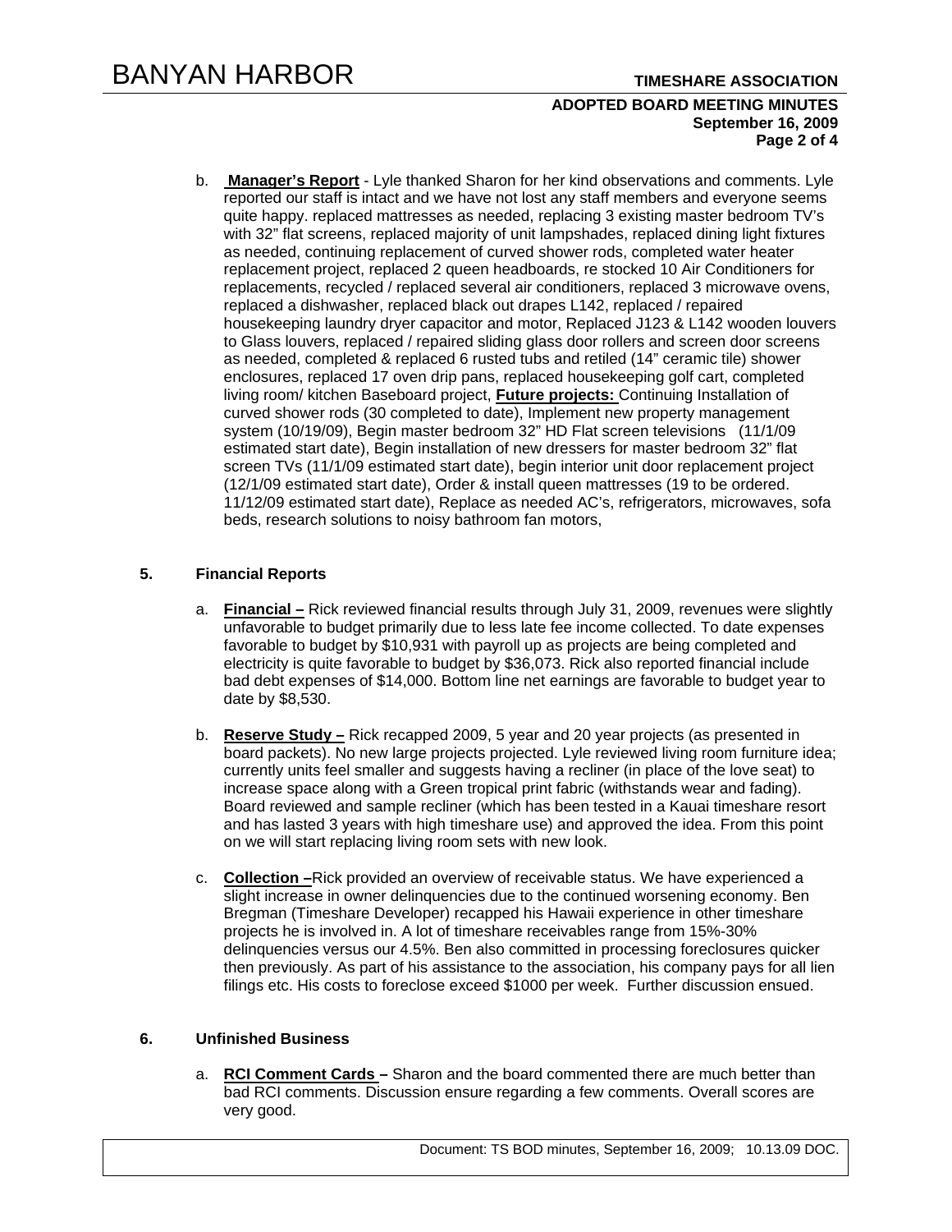b. **Manager's Report** - Lyle thanked Sharon for her kind observations and comments. Lyle reported our staff is intact and we have not lost any staff members and everyone seems quite happy. replaced mattresses as needed, replacing 3 existing master bedroom TV's with 32" flat screens, replaced majority of unit lampshades, replaced dining light fixtures as needed, continuing replacement of curved shower rods, completed water heater replacement project, replaced 2 queen headboards, re stocked 10 Air Conditioners for replacements, recycled / replaced several air conditioners, replaced 3 microwave ovens, replaced a dishwasher, replaced black out drapes L142, replaced / repaired housekeeping laundry dryer capacitor and motor, Replaced J123 & L142 wooden louvers to Glass louvers, replaced / repaired sliding glass door rollers and screen door screens as needed, completed & replaced 6 rusted tubs and retiled (14" ceramic tile) shower enclosures, replaced 17 oven drip pans, replaced housekeeping golf cart, completed living room/ kitchen Baseboard project, **Future projects:** Continuing Installation of curved shower rods (30 completed to date), Implement new property management system (10/19/09), Begin master bedroom 32" HD Flat screen televisions (11/1/09 estimated start date), Begin installation of new dressers for master bedroom 32" flat screen TVs (11/1/09 estimated start date), begin interior unit door replacement project (12/1/09 estimated start date), Order & install queen mattresses (19 to be ordered. 11/12/09 estimated start date), Replace as needed AC's, refrigerators, microwaves, sofa beds, research solutions to noisy bathroom fan motors,

## 5. Financial Reports

a. **Financial –** Rick reviewed financial results through July 31, 2009, revenues were slightly unfavorable to budget primarily due to less late fee income collected. To date expenses favorable to budget by $10,931 with payroll up as projects are being completed and electricity is quite favorable to budget by $36,073. Rick also reported financial include bad debt expenses of $14,000. Bottom line net earnings are favorable to budget year to date by $8,530.

b. **Reserve Study –** Rick recapped 2009, 5 year and 20 year projects (as presented in board packets). No new large projects projected. Lyle reviewed living room furniture idea; currently units feel smaller and suggests having a recliner (in place of the love seat) to increase space along with a Green tropical print fabric (withstands wear and fading). Board reviewed and sample recliner (which has been tested in a Kauai timeshare resort and has lasted 3 years with high timeshare use) and approved the idea. From this point on we will start replacing living room sets with new look.

c. **Collection –**Rick provided an overview of receivable status. We have experienced a slight increase in owner delinquencies due to the continued worsening economy. Ben Bregman (Timeshare Developer) recapped his Hawaii experience in other timeshare projects he is involved in. A lot of timeshare receivables range from 15%-30% delinquencies versus our 4.5%. Ben also committed in processing foreclosures quicker then previously. As part of his assistance to the association, his company pays for all lien filings etc. His costs to foreclose exceed $1000 per week. Further discussion ensued.

## 6. Unfinished Business

a. **RCI Comment Cards –** Sharon and the board commented there are much better than bad RCI comments. Discussion ensure regarding a few comments. Overall scores are very good.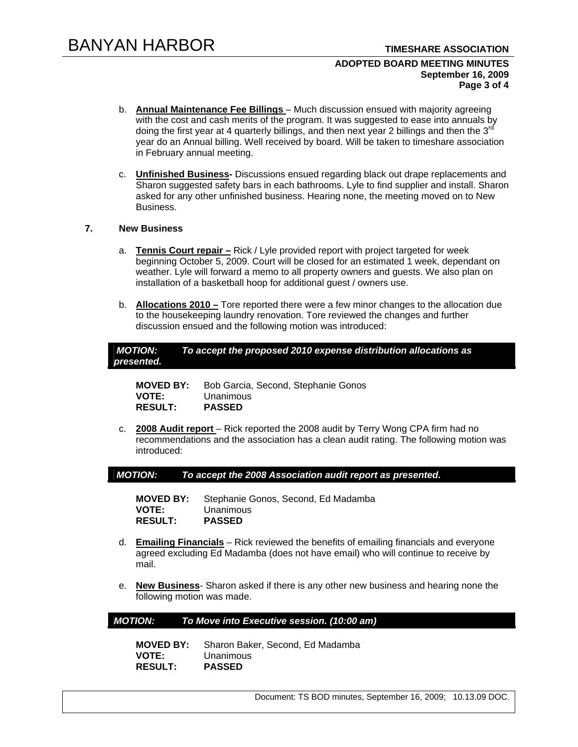b. **Annual Maintenance Fee Billings** – Much discussion ensued with majority agreeing with the cost and cash merits of the program. It was suggested to ease into annuals by doing the first year at 4 quarterly billings, and then next year 2 billings and then the 3rd year do an Annual billing. Well received by board. Will be taken to timeshare association in February annual meeting.

c. **Unfinished Business-** Discussions ensued regarding black out drape replacements and Sharon suggested safety bars in each bathrooms. Lyle to find supplier and install. Sharon asked for any other unfinished business. Hearing none, the meeting moved on to New Business.

## 7. New Business

a. **Tennis Court repair –** Rick / Lyle provided report with project targeted for week beginning October 5, 2009. Court will be closed for an estimated 1 week, dependant on weather. Lyle will forward a memo to all property owners and guests. We also plan on installation of a basketball hoop for additional guest / owners use.

b. **Allocations 2010 –** Tore reported there were a few minor changes to the allocation due to the housekeeping laundry renovation. Tore reviewed the changes and further discussion ensued and the following motion was introduced:

***MOTION:*** ***To accept the proposed 2010 expense distribution allocations as presented.***

**MOVED BY:** Bob Garcia, Second, Stephanie Gonos
**VOTE:** Unanimous
**RESULT:** **PASSED**

c. **2008 Audit report** – Rick reported the 2008 audit by Terry Wong CPA firm had no recommendations and the association has a clean audit rating. The following motion was introduced:

***MOTION:*** ***To accept the 2008 Association audit report as presented.***

**MOVED BY:** Stephanie Gonos, Second, Ed Madamba
**VOTE:** Unanimous
**RESULT:** **PASSED**

d. **Emailing Financials** – Rick reviewed the benefits of emailing financials and everyone agreed excluding Ed Madamba (does not have email) who will continue to receive by mail.

e. **New Business**- Sharon asked if there is any other new business and hearing none the following motion was made.

***MOTION:*** ***To Move into Executive session. (10:00 am)***

**MOVED BY:** Sharon Baker, Second, Ed Madamba
**VOTE:** Unanimous
**RESULT:** **PASSED**

Document: TS BOD minutes, September 16, 2009; 10.13.09 DOC.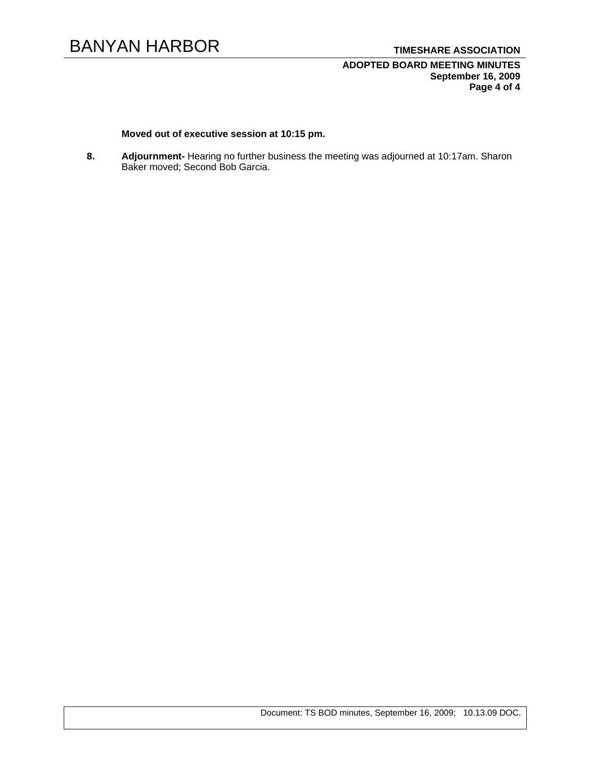**Moved out of executive session at 10:15 pm.**

8. **Adjournment-** Hearing no further business the meeting was adjourned at 10:17am. Sharon Baker moved; Second Bob Garcia.